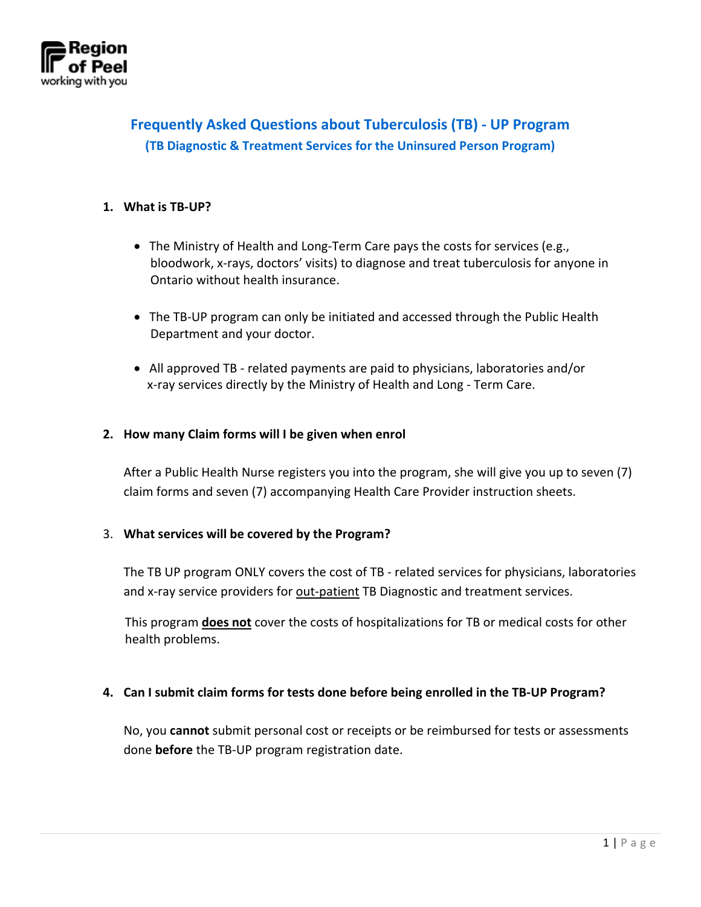Region of Peel
working with you

# Frequently Asked Questions about Tuberculosis (TB) - UP Program

### (TB Diagnostic & Treatment Services for the Uninsured Person Program)

**1. What is TB-UP?**

- The Ministry of Health and Long-Term Care pays the costs for services (e.g., bloodwork, x-rays, doctors' visits) to diagnose and treat tuberculosis for anyone in Ontario without health insurance.
- The TB-UP program can only be initiated and accessed through the Public Health Department and your doctor.
- All approved TB - related payments are paid to physicians, laboratories and/or x-ray services directly by the Ministry of Health and Long - Term Care.

**2. How many Claim forms will I be given when enrol**

After a Public Health Nurse registers you into the program, she will give you up to seven (7) claim forms and seven (7) accompanying Health Care Provider instruction sheets.

3. **What services will be covered by the Program?**

The TB UP program ONLY covers the cost of TB - related services for physicians, laboratories and x-ray service providers for out-patient TB Diagnostic and treatment services.

This program **does not** cover the costs of hospitalizations for TB or medical costs for other health problems.

**4. Can I submit claim forms for tests done before being enrolled in the TB-UP Program?**

No, you **cannot** submit personal cost or receipts or be reimbursed for tests or assessments done **before** the TB-UP program registration date.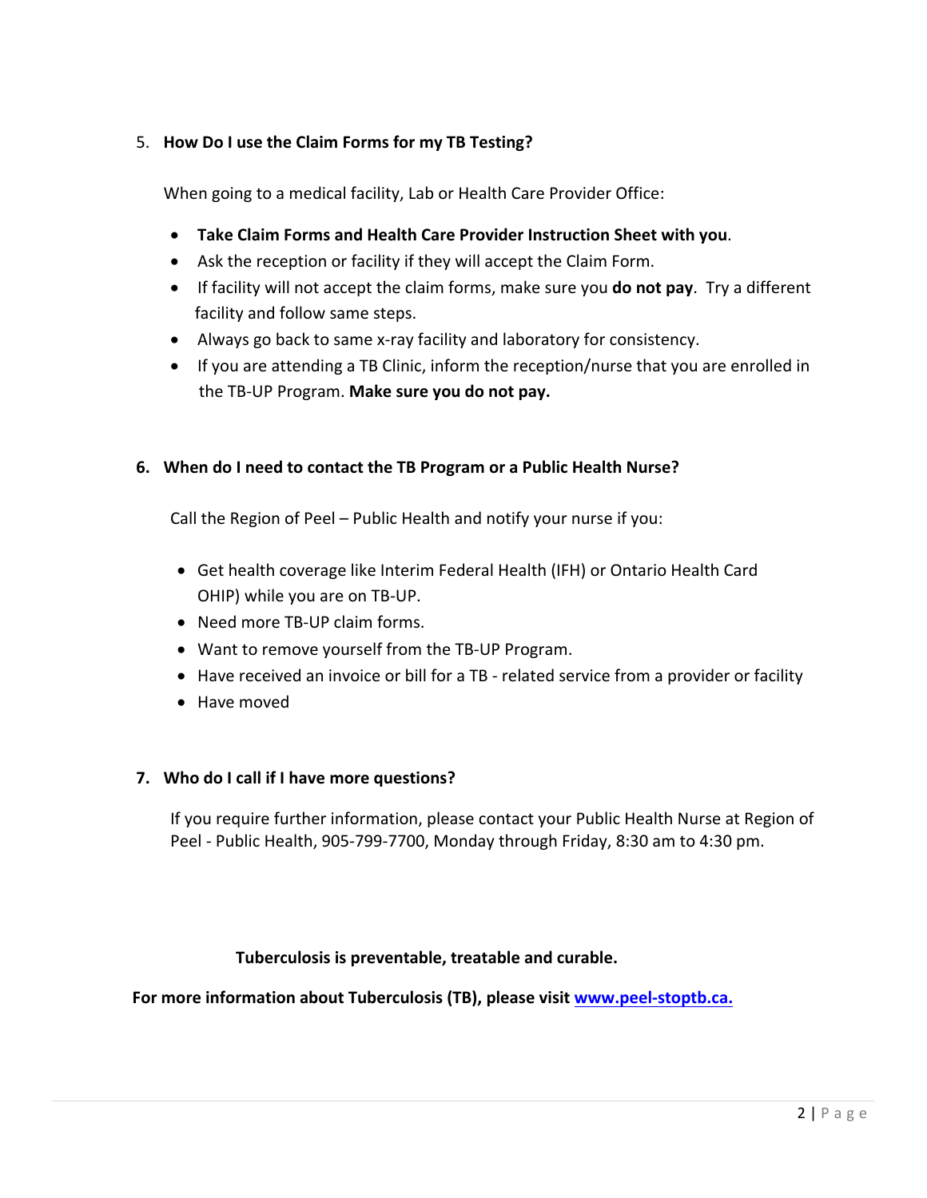5. **How Do I use the Claim Forms for my TB Testing?**

   When going to a medical facility, Lab or Health Care Provider Office:

   - **Take Claim Forms and Health Care Provider Instruction Sheet with you**.
   - Ask the reception or facility if they will accept the Claim Form.
   - If facility will not accept the claim forms, make sure you **do not pay**. Try a different facility and follow same steps.
   - Always go back to same x-ray facility and laboratory for consistency.
   - If you are attending a TB Clinic, inform the reception/nurse that you are enrolled in the TB-UP Program. **Make sure you do not pay.**

6. **When do I need to contact the TB Program or a Public Health Nurse?**

   Call the Region of Peel – Public Health and notify your nurse if you:

   - Get health coverage like Interim Federal Health (IFH) or Ontario Health Card OHIP) while you are on TB-UP.
   - Need more TB-UP claim forms.
   - Want to remove yourself from the TB-UP Program.
   - Have received an invoice or bill for a TB - related service from a provider or facility
   - Have moved

7. **Who do I call if I have more questions?**

   If you require further information, please contact your Public Health Nurse at Region of Peel - Public Health, 905-799-7700, Monday through Friday, 8:30 am to 4:30 pm.

**Tuberculosis is preventable, treatable and curable.**

**For more information about Tuberculosis (TB), please visit [www.peel-stoptb.ca.](http://www.peel-stoptb.ca)**